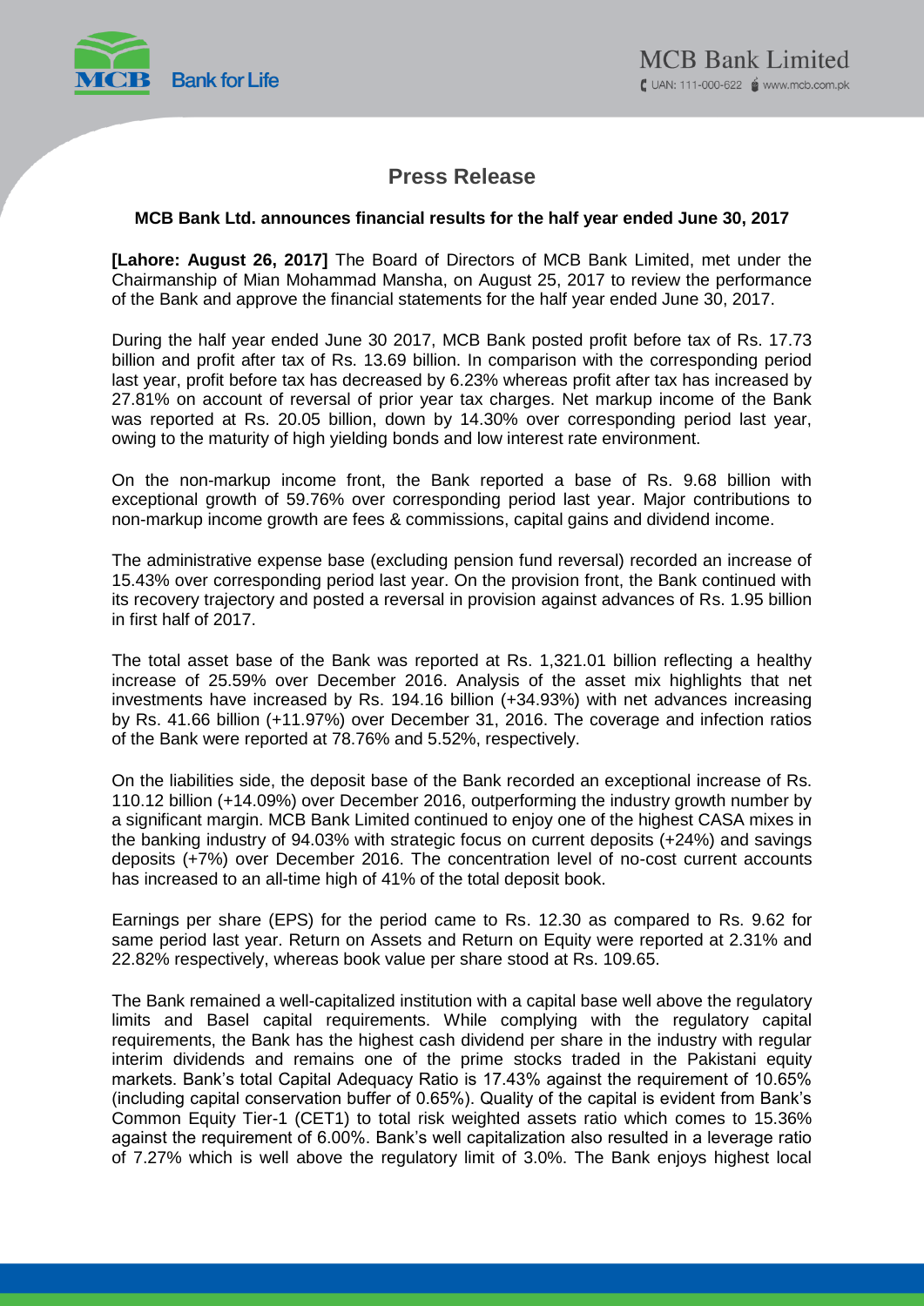# Press Release

**MCB Bank Ltd. announces financial results for the half year ended June 30, 2017**

**[Lahore: August 26, 2017]** The Board of Directors of MCB Bank Limited, met under the Chairmanship of Mian Mohammad Mansha, on August 25, 2017 to review the performance of the Bank and approve the financial statements for the half year ended June 30, 2017.

During the half year ended June 30 2017, MCB Bank posted profit before tax of Rs. 17.73 billion and profit after tax of Rs. 13.69 billion. In comparison with the corresponding period last year, profit before tax has decreased by 6.23% whereas profit after tax has increased by 27.81% on account of reversal of prior year tax charges. Net markup income of the Bank was reported at Rs. 20.05 billion, down by 14.30% over corresponding period last year, owing to the maturity of high yielding bonds and low interest rate environment.

On the non-markup income front, the Bank reported a base of Rs. 9.68 billion with exceptional growth of 59.76% over corresponding period last year. Major contributions to non-markup income growth are fees & commissions, capital gains and dividend income.

The administrative expense base (excluding pension fund reversal) recorded an increase of 15.43% over corresponding period last year. On the provision front, the Bank continued with its recovery trajectory and posted a reversal in provision against advances of Rs. 1.95 billion in first half of 2017.

The total asset base of the Bank was reported at Rs. 1,321.01 billion reflecting a healthy increase of 25.59% over December 2016. Analysis of the asset mix highlights that net investments have increased by Rs. 194.16 billion (+34.93%) with net advances increasing by Rs. 41.66 billion (+11.97%) over December 31, 2016. The coverage and infection ratios of the Bank were reported at 78.76% and 5.52%, respectively.

On the liabilities side, the deposit base of the Bank recorded an exceptional increase of Rs. 110.12 billion (+14.09%) over December 2016, outperforming the industry growth number by a significant margin. MCB Bank Limited continued to enjoy one of the highest CASA mixes in the banking industry of 94.03% with strategic focus on current deposits (+24%) and savings deposits (+7%) over December 2016. The concentration level of no-cost current accounts has increased to an all-time high of 41% of the total deposit book.

Earnings per share (EPS) for the period came to Rs. 12.30 as compared to Rs. 9.62 for same period last year. Return on Assets and Return on Equity were reported at 2.31% and 22.82% respectively, whereas book value per share stood at Rs. 109.65.

The Bank remained a well-capitalized institution with a capital base well above the regulatory limits and Basel capital requirements. While complying with the regulatory capital requirements, the Bank has the highest cash dividend per share in the industry with regular interim dividends and remains one of the prime stocks traded in the Pakistani equity markets. Bank's total Capital Adequacy Ratio is 17.43% against the requirement of 10.65% (including capital conservation buffer of 0.65%). Quality of the capital is evident from Bank's Common Equity Tier-1 (CET1) to total risk weighted assets ratio which comes to 15.36% against the requirement of 6.00%. Bank's well capitalization also resulted in a leverage ratio of 7.27% which is well above the regulatory limit of 3.0%. The Bank enjoys highest local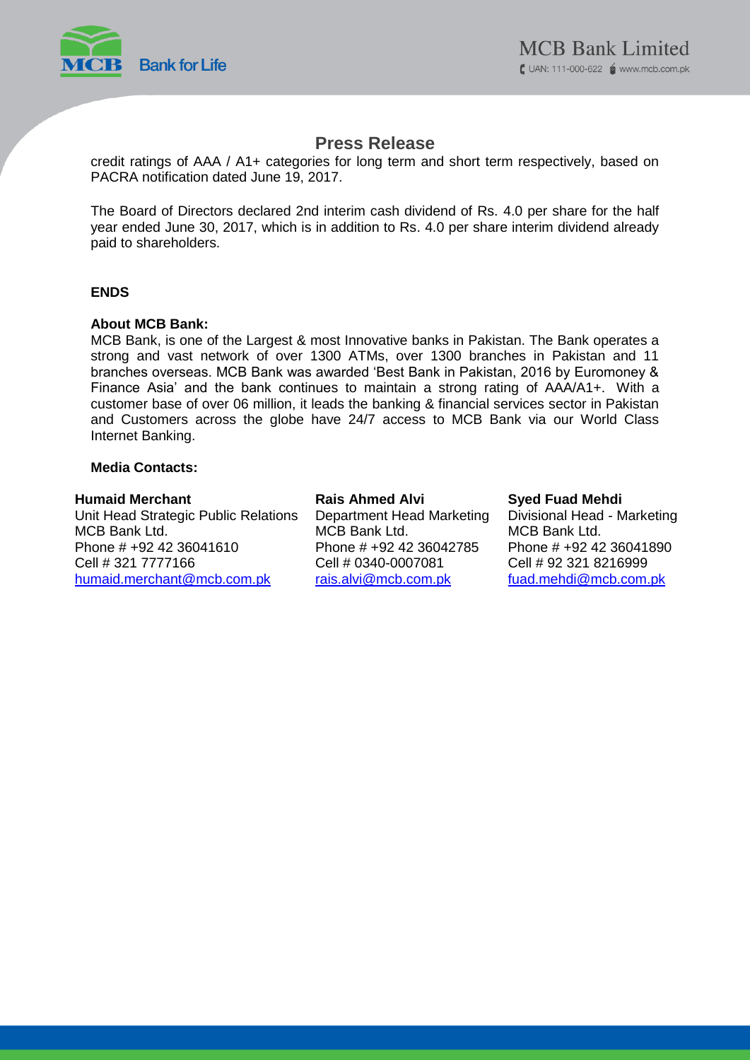## Press Release

credit ratings of AAA / A1+ categories for long term and short term respectively, based on PACRA notification dated June 19, 2017.

The Board of Directors declared 2nd interim cash dividend of Rs. 4.0 per share for the half year ended June 30, 2017, which is in addition to Rs. 4.0 per share interim dividend already paid to shareholders.

**ENDS**

**About MCB Bank:**

MCB Bank, is one of the Largest & most Innovative banks in Pakistan. The Bank operates a strong and vast network of over 1300 ATMs, over 1300 branches in Pakistan and 11 branches overseas. MCB Bank was awarded 'Best Bank in Pakistan, 2016 by Euromoney & Finance Asia' and the bank continues to maintain a strong rating of AAA/A1+. With a customer base of over 06 million, it leads the banking & financial services sector in Pakistan and Customers across the globe have 24/7 access to MCB Bank via our World Class Internet Banking.

**Media Contacts:**

**Humaid Merchant**
Unit Head Strategic Public Relations
MCB Bank Ltd.
Phone # +92 42 36041610
Cell # 321 7777166
humaid.merchant@mcb.com.pk

**Rais Ahmed Alvi**
Department Head Marketing
MCB Bank Ltd.
Phone # +92 42 36042785
Cell # 0340-0007081
rais.alvi@mcb.com.pk

**Syed Fuad Mehdi**
Divisional Head - Marketing
MCB Bank Ltd.
Phone # +92 42 36041890
Cell # 92 321 8216999
fuad.mehdi@mcb.com.pk